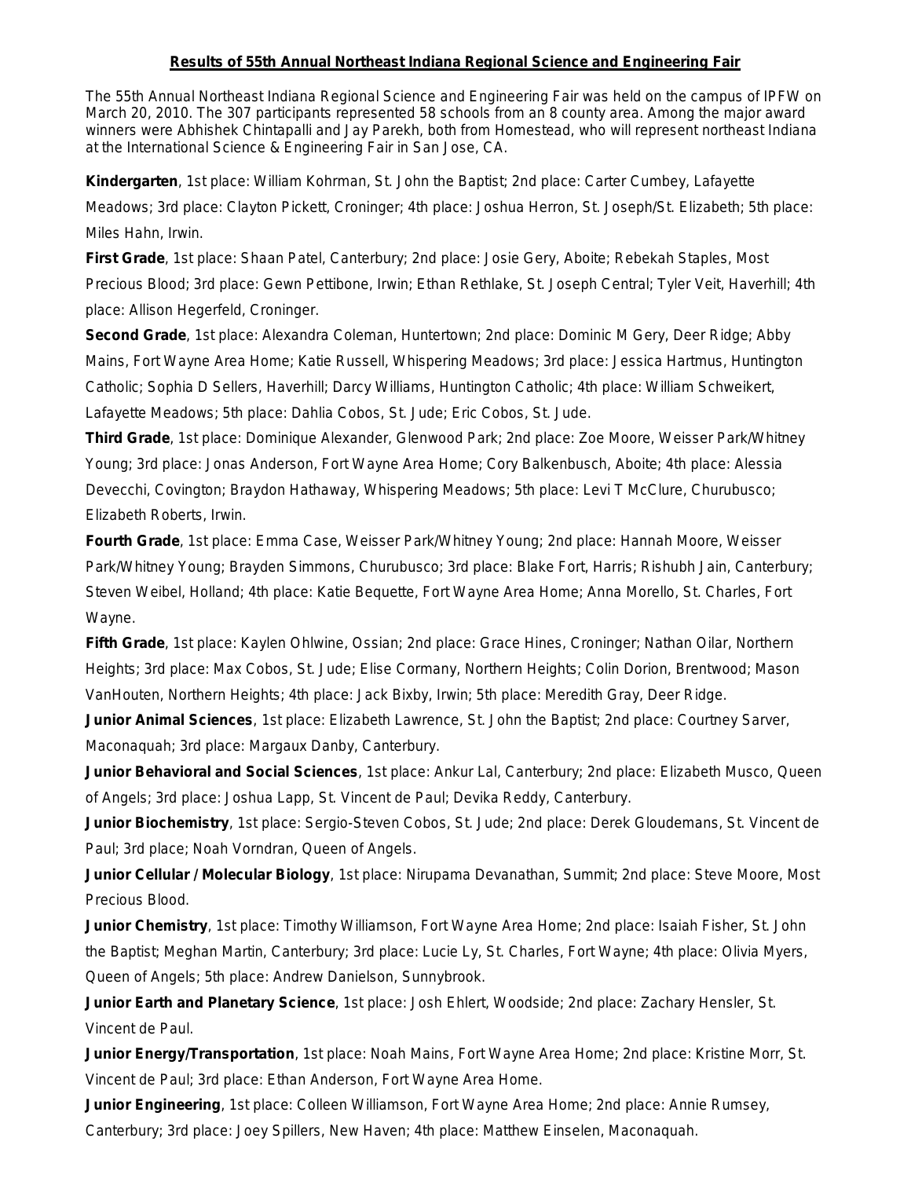**Results of 55th Annual Northeast Indiana Regional Science and Engineering Fair**

The 55th Annual Northeast Indiana Regional Science and Engineering Fair was held on the campus of IPFW on March 20, 2010. The 307 participants represented 58 schools from an 8 county area. Among the major award winners were Abhishek Chintapalli and Jay Parekh, both from Homestead, who will represent northeast Indiana at the International Science & Engineering Fair in San Jose, CA.

**Kindergarten**, 1st place: William Kohrman, St. John the Baptist; 2nd place: Carter Cumbey, Lafayette Meadows; 3rd place: Clayton Pickett, Croninger; 4th place: Joshua Herron, St. Joseph/St. Elizabeth; 5th place: Miles Hahn, Irwin.

**First Grade**, 1st place: Shaan Patel, Canterbury; 2nd place: Josie Gery, Aboite; Rebekah Staples, Most Precious Blood; 3rd place: Gewn Pettibone, Irwin; Ethan Rethlake, St. Joseph Central; Tyler Veit, Haverhill; 4th place: Allison Hegerfeld, Croninger.

**Second Grade**, 1st place: Alexandra Coleman, Huntertown; 2nd place: Dominic M Gery, Deer Ridge; Abby Mains, Fort Wayne Area Home; Katie Russell, Whispering Meadows; 3rd place: Jessica Hartmus, Huntington Catholic; Sophia D Sellers, Haverhill; Darcy Williams, Huntington Catholic; 4th place: William Schweikert, Lafayette Meadows; 5th place: Dahlia Cobos, St. Jude; Eric Cobos, St. Jude.

**Third Grade**, 1st place: Dominique Alexander, Glenwood Park; 2nd place: Zoe Moore, Weisser Park/Whitney Young; 3rd place: Jonas Anderson, Fort Wayne Area Home; Cory Balkenbusch, Aboite; 4th place: Alessia Devecchi, Covington; Braydon Hathaway, Whispering Meadows; 5th place: Levi T McClure, Churubusco; Elizabeth Roberts, Irwin.

**Fourth Grade**, 1st place: Emma Case, Weisser Park/Whitney Young; 2nd place: Hannah Moore, Weisser Park/Whitney Young; Brayden Simmons, Churubusco; 3rd place: Blake Fort, Harris; Rishubh Jain, Canterbury; Steven Weibel, Holland; 4th place: Katie Bequette, Fort Wayne Area Home; Anna Morello, St. Charles, Fort Wayne.

**Fifth Grade**, 1st place: Kaylen Ohlwine, Ossian; 2nd place: Grace Hines, Croninger; Nathan Oilar, Northern Heights; 3rd place: Max Cobos, St. Jude; Elise Cormany, Northern Heights; Colin Dorion, Brentwood; Mason VanHouten, Northern Heights; 4th place: Jack Bixby, Irwin; 5th place: Meredith Gray, Deer Ridge.

**Junior Animal Sciences**, 1st place: Elizabeth Lawrence, St. John the Baptist; 2nd place: Courtney Sarver, Maconaquah; 3rd place: Margaux Danby, Canterbury.

**Junior Behavioral and Social Sciences**, 1st place: Ankur Lal, Canterbury; 2nd place: Elizabeth Musco, Queen of Angels; 3rd place: Joshua Lapp, St. Vincent de Paul; Devika Reddy, Canterbury.

**Junior Biochemistry**, 1st place: Sergio-Steven Cobos, St. Jude; 2nd place: Derek Gloudemans, St. Vincent de Paul; 3rd place; Noah Vorndran, Queen of Angels.

**Junior Cellular / Molecular Biology**, 1st place: Nirupama Devanathan, Summit; 2nd place: Steve Moore, Most Precious Blood.

**Junior Chemistry**, 1st place: Timothy Williamson, Fort Wayne Area Home; 2nd place: Isaiah Fisher, St. John the Baptist; Meghan Martin, Canterbury; 3rd place: Lucie Ly, St. Charles, Fort Wayne; 4th place: Olivia Myers, Queen of Angels; 5th place: Andrew Danielson, Sunnybrook.

**Junior Earth and Planetary Science**, 1st place: Josh Ehlert, Woodside; 2nd place: Zachary Hensler, St. Vincent de Paul.

**Junior Energy/Transportation**, 1st place: Noah Mains, Fort Wayne Area Home; 2nd place: Kristine Morr, St. Vincent de Paul; 3rd place: Ethan Anderson, Fort Wayne Area Home.

**Junior Engineering**, 1st place: Colleen Williamson, Fort Wayne Area Home; 2nd place: Annie Rumsey, Canterbury; 3rd place: Joey Spillers, New Haven; 4th place: Matthew Einselen, Maconaquah.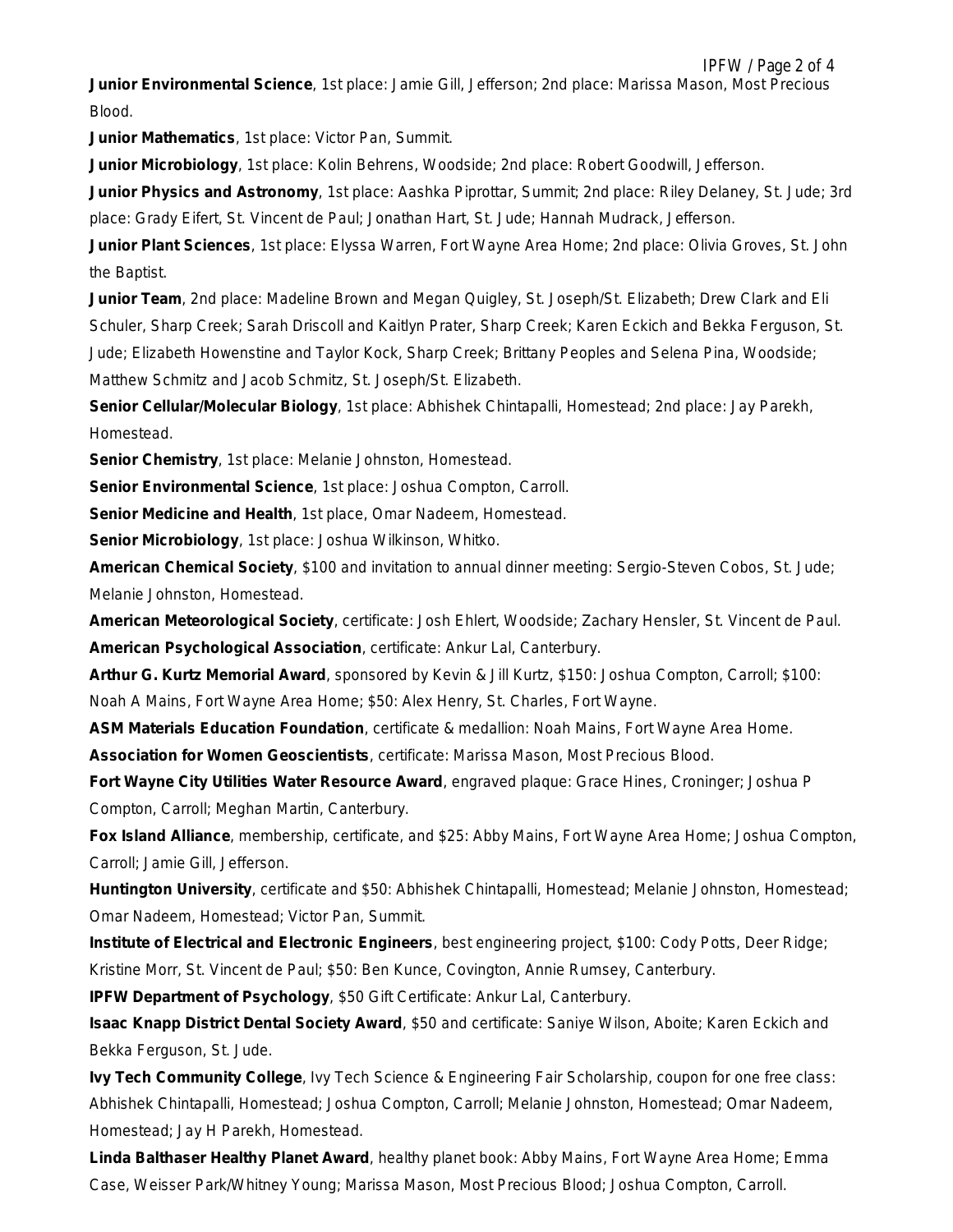**Junior Environmental Science**, 1st place: Jamie Gill, Jefferson; 2nd place: Marissa Mason, Most Precious Blood.

**Junior Mathematics**, 1st place: Victor Pan, Summit.

**Junior Microbiology**, 1st place: Kolin Behrens, Woodside; 2nd place: Robert Goodwill, Jefferson.

**Junior Physics and Astronomy**, 1st place: Aashka Piprottar, Summit; 2nd place: Riley Delaney, St. Jude; 3rd place: Grady Eifert, St. Vincent de Paul; Jonathan Hart, St. Jude; Hannah Mudrack, Jefferson.

**Junior Plant Sciences**, 1st place: Elyssa Warren, Fort Wayne Area Home; 2nd place: Olivia Groves, St. John the Baptist.

**Junior Team**, 2nd place: Madeline Brown and Megan Quigley, St. Joseph/St. Elizabeth; Drew Clark and Eli Schuler, Sharp Creek; Sarah Driscoll and Kaitlyn Prater, Sharp Creek; Karen Eckich and Bekka Ferguson, St. Jude; Elizabeth Howenstine and Taylor Kock, Sharp Creek; Brittany Peoples and Selena Pina, Woodside; Matthew Schmitz and Jacob Schmitz, St. Joseph/St. Elizabeth.

**Senior Cellular/Molecular Biology**, 1st place: Abhishek Chintapalli, Homestead; 2nd place: Jay Parekh, Homestead.

**Senior Chemistry**, 1st place: Melanie Johnston, Homestead.

**Senior Environmental Science**, 1st place: Joshua Compton, Carroll.

**Senior Medicine and Health**, 1st place, Omar Nadeem, Homestead.

**Senior Microbiology**, 1st place: Joshua Wilkinson, Whitko.

**American Chemical Society**, $100 and invitation to annual dinner meeting: Sergio-Steven Cobos, St. Jude; Melanie Johnston, Homestead.

**American Meteorological Society**, certificate: Josh Ehlert, Woodside; Zachary Hensler, St. Vincent de Paul.

**American Psychological Association**, certificate: Ankur Lal, Canterbury.

**Arthur G. Kurtz Memorial Award**, sponsored by Kevin & Jill Kurtz, $150: Joshua Compton, Carroll; $100: Noah A Mains, Fort Wayne Area Home; $50: Alex Henry, St. Charles, Fort Wayne.

**ASM Materials Education Foundation**, certificate & medallion: Noah Mains, Fort Wayne Area Home.

**Association for Women Geoscientists**, certificate: Marissa Mason, Most Precious Blood.

**Fort Wayne City Utilities Water Resource Award**, engraved plaque: Grace Hines, Croninger; Joshua P Compton, Carroll; Meghan Martin, Canterbury.

**Fox Island Alliance**, membership, certificate, and $25: Abby Mains, Fort Wayne Area Home; Joshua Compton, Carroll; Jamie Gill, Jefferson.

**Huntington University**, certificate and $50: Abhishek Chintapalli, Homestead; Melanie Johnston, Homestead; Omar Nadeem, Homestead; Victor Pan, Summit.

**Institute of Electrical and Electronic Engineers**, best engineering project, $100: Cody Potts, Deer Ridge; Kristine Morr, St. Vincent de Paul; $50: Ben Kunce, Covington, Annie Rumsey, Canterbury.

**IPFW Department of Psychology**, $50 Gift Certificate: Ankur Lal, Canterbury.

**Isaac Knapp District Dental Society Award**, $50 and certificate: Saniye Wilson, Aboite; Karen Eckich and Bekka Ferguson, St. Jude.

**Ivy Tech Community College**, Ivy Tech Science & Engineering Fair Scholarship, coupon for one free class: Abhishek Chintapalli, Homestead; Joshua Compton, Carroll; Melanie Johnston, Homestead; Omar Nadeem, Homestead; Jay H Parekh, Homestead.

**Linda Balthaser Healthy Planet Award**, healthy planet book: Abby Mains, Fort Wayne Area Home; Emma Case, Weisser Park/Whitney Young; Marissa Mason, Most Precious Blood; Joshua Compton, Carroll.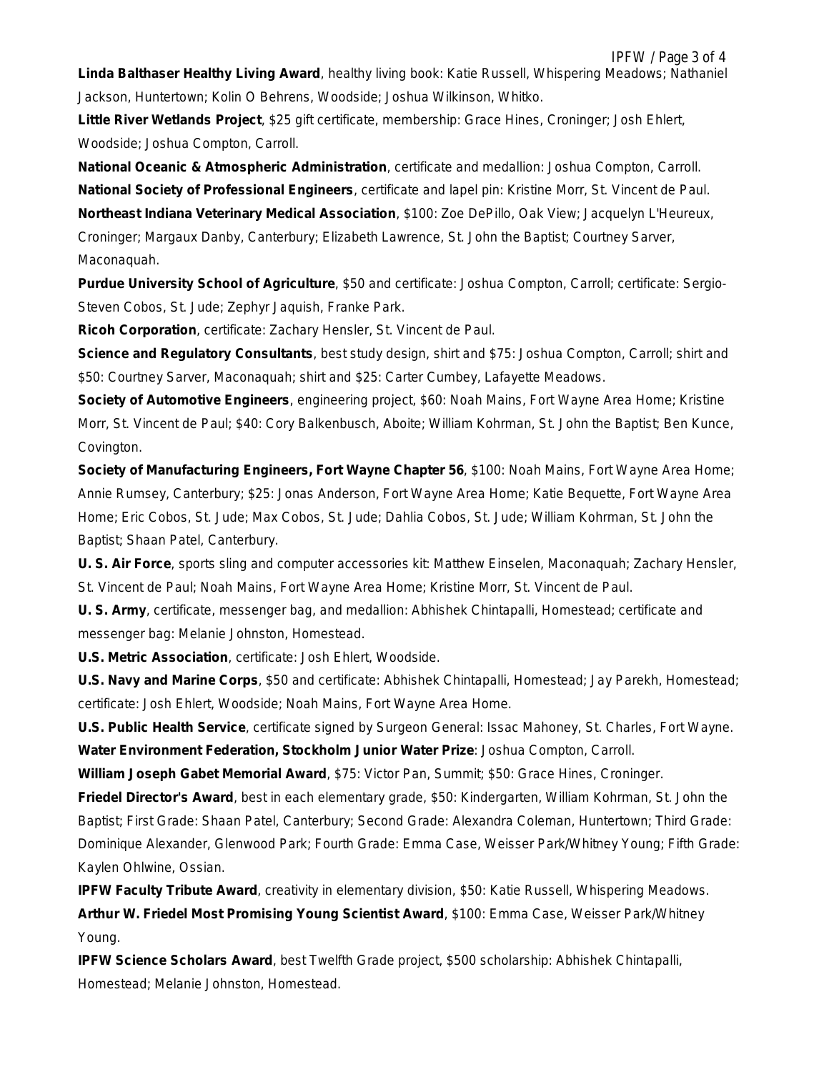**Linda Balthaser Healthy Living Award**, healthy living book: Katie Russell, Whispering Meadows; Nathaniel Jackson, Huntertown; Kolin O Behrens, Woodside; Joshua Wilkinson, Whitko.

**Little River Wetlands Project**, $25 gift certificate, membership: Grace Hines, Croninger; Josh Ehlert, Woodside; Joshua Compton, Carroll.

**National Oceanic & Atmospheric Administration**, certificate and medallion: Joshua Compton, Carroll.

**National Society of Professional Engineers**, certificate and lapel pin: Kristine Morr, St. Vincent de Paul.

**Northeast Indiana Veterinary Medical Association**, $100: Zoe DePillo, Oak View; Jacquelyn L'Heureux, Croninger; Margaux Danby, Canterbury; Elizabeth Lawrence, St. John the Baptist; Courtney Sarver, Maconaquah.

**Purdue University School of Agriculture**, $50 and certificate: Joshua Compton, Carroll; certificate: Sergio-Steven Cobos, St. Jude; Zephyr Jaquish, Franke Park.

**Ricoh Corporation**, certificate: Zachary Hensler, St. Vincent de Paul.

**Science and Regulatory Consultants**, best study design, shirt and $75: Joshua Compton, Carroll; shirt and $50: Courtney Sarver, Maconaquah; shirt and $25: Carter Cumbey, Lafayette Meadows.

**Society of Automotive Engineers**, engineering project, $60: Noah Mains, Fort Wayne Area Home; Kristine Morr, St. Vincent de Paul; $40: Cory Balkenbusch, Aboite; William Kohrman, St. John the Baptist; Ben Kunce, Covington.

**Society of Manufacturing Engineers, Fort Wayne Chapter 56**, $100: Noah Mains, Fort Wayne Area Home; Annie Rumsey, Canterbury; $25: Jonas Anderson, Fort Wayne Area Home; Katie Bequette, Fort Wayne Area Home; Eric Cobos, St. Jude; Max Cobos, St. Jude; Dahlia Cobos, St. Jude; William Kohrman, St. John the Baptist; Shaan Patel, Canterbury.

**U. S. Air Force**, sports sling and computer accessories kit: Matthew Einselen, Maconaquah; Zachary Hensler, St. Vincent de Paul; Noah Mains, Fort Wayne Area Home; Kristine Morr, St. Vincent de Paul.

**U. S. Army**, certificate, messenger bag, and medallion: Abhishek Chintapalli, Homestead; certificate and messenger bag: Melanie Johnston, Homestead.

**U.S. Metric Association**, certificate: Josh Ehlert, Woodside.

**U.S. Navy and Marine Corps**, $50 and certificate: Abhishek Chintapalli, Homestead; Jay Parekh, Homestead; certificate: Josh Ehlert, Woodside; Noah Mains, Fort Wayne Area Home.

**U.S. Public Health Service**, certificate signed by Surgeon General: Issac Mahoney, St. Charles, Fort Wayne.

**Water Environment Federation, Stockholm Junior Water Prize**: Joshua Compton, Carroll.

**William Joseph Gabet Memorial Award**, $75: Victor Pan, Summit; $50: Grace Hines, Croninger.

**Friedel Director's Award**, best in each elementary grade, $50: Kindergarten, William Kohrman, St. John the Baptist; First Grade: Shaan Patel, Canterbury; Second Grade: Alexandra Coleman, Huntertown; Third Grade: Dominique Alexander, Glenwood Park; Fourth Grade: Emma Case, Weisser Park/Whitney Young; Fifth Grade: Kaylen Ohlwine, Ossian.

**IPFW Faculty Tribute Award**, creativity in elementary division, $50: Katie Russell, Whispering Meadows.

**Arthur W. Friedel Most Promising Young Scientist Award**, $100: Emma Case, Weisser Park/Whitney Young.

**IPFW Science Scholars Award**, best Twelfth Grade project, $500 scholarship: Abhishek Chintapalli, Homestead; Melanie Johnston, Homestead.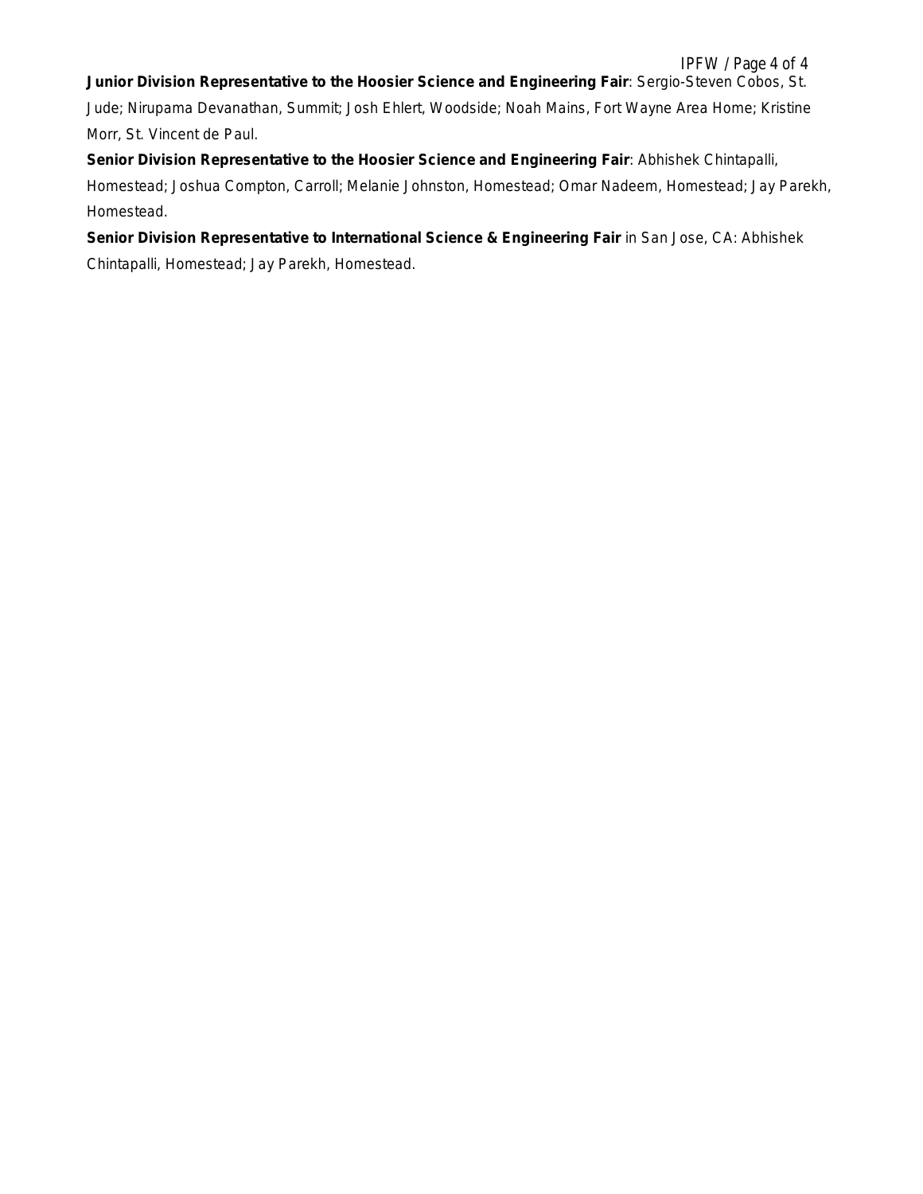**Junior Division Representative to the Hoosier Science and Engineering Fair**: Sergio-Steven Cobos, St. Jude; Nirupama Devanathan, Summit; Josh Ehlert, Woodside; Noah Mains, Fort Wayne Area Home; Kristine Morr, St. Vincent de Paul.

**Senior Division Representative to the Hoosier Science and Engineering Fair**: Abhishek Chintapalli, Homestead; Joshua Compton, Carroll; Melanie Johnston, Homestead; Omar Nadeem, Homestead; Jay Parekh, Homestead.

**Senior Division Representative to International Science & Engineering Fair** in San Jose, CA: Abhishek Chintapalli, Homestead; Jay Parekh, Homestead.